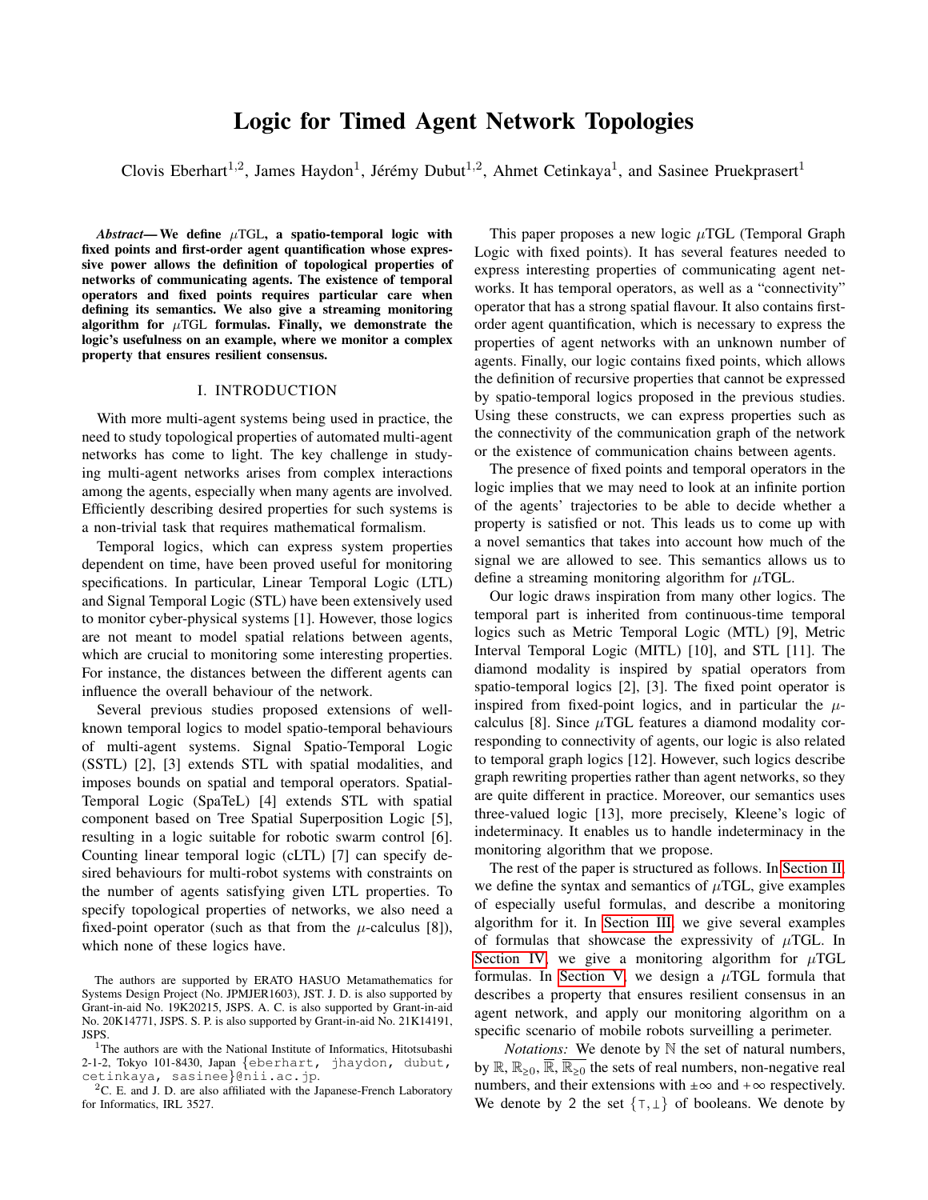# Logic for Timed Agent Network Topologies

Clovis Eberhart[1,2], James Haydon[1], Jérémy Dubut[1,2], Ahmet Cetinkaya[1], and Sasinee Pruekprasert[1]

***Abstract*— We define $\mu$TGL, a spatio-temporal logic with fixed points and first-order agent quantification whose expressive power allows the definition of topological properties of networks of communicating agents. The existence of temporal operators and fixed points requires particular care when defining its semantics. We also give a streaming monitoring algorithm for $\mu$TGL formulas. Finally, we demonstrate the logic's usefulness on an example, where we monitor a complex property that ensures resilient consensus.**

## I. INTRODUCTION

With more multi-agent systems being used in practice, the need to study topological properties of automated multi-agent networks has come to light. The key challenge in studying multi-agent networks arises from complex interactions among the agents, especially when many agents are involved. Efficiently describing desired properties for such systems is a non-trivial task that requires mathematical formalism.

Temporal logics, which can express system properties dependent on time, have been proved useful for monitoring specifications. In particular, Linear Temporal Logic (LTL) and Signal Temporal Logic (STL) have been extensively used to monitor cyber-physical systems [1]. However, those logics are not meant to model spatial relations between agents, which are crucial to monitoring some interesting properties. For instance, the distances between the different agents can influence the overall behaviour of the network.

Several previous studies proposed extensions of well-known temporal logics to model spatio-temporal behaviours of multi-agent systems. Signal Spatio-Temporal Logic (SSTL) [2], [3] extends STL with spatial modalities, and imposes bounds on spatial and temporal operators. Spatial-Temporal Logic (SpaTeL) [4] extends STL with spatial component based on Tree Spatial Superposition Logic [5], resulting in a logic suitable for robotic swarm control [6]. Counting linear temporal logic (cLTL) [7] can specify desired behaviours for multi-robot systems with constraints on the number of agents satisfying given LTL properties. To specify topological properties of networks, we also need a fixed-point operator (such as that from the $\mu$-calculus [8]), which none of these logics have.

This paper proposes a new logic $\mu$TGL (Temporal Graph Logic with fixed points). It has several features needed to express interesting properties of communicating agent networks. It has temporal operators, as well as a "connectivity" operator that has a strong spatial flavour. It also contains first-order agent quantification, which is necessary to express the properties of agent networks with an unknown number of agents. Finally, our logic contains fixed points, which allows the definition of recursive properties that cannot be expressed by spatio-temporal logics proposed in the previous studies. Using these constructs, we can express properties such as the connectivity of the communication graph of the network or the existence of communication chains between agents.

The presence of fixed points and temporal operators in the logic implies that we may need to look at an infinite portion of the agents' trajectories to be able to decide whether a property is satisfied or not. This leads us to come up with a novel semantics that takes into account how much of the signal we are allowed to see. This semantics allows us to define a streaming monitoring algorithm for $\mu$TGL.

Our logic draws inspiration from many other logics. The temporal part is inherited from continuous-time temporal logics such as Metric Temporal Logic (MTL) [9], Metric Interval Temporal Logic (MITL) [10], and STL [11]. The diamond modality is inspired by spatial operators from spatio-temporal logics [2], [3]. The fixed point operator is inspired from fixed-point logics, and in particular the $\mu$-calculus [8]. Since $\mu$TGL features a diamond modality corresponding to connectivity of agents, our logic is also related to temporal graph logics [12]. However, such logics describe graph rewriting properties rather than agent networks, so they are quite different in practice. Moreover, our semantics uses three-valued logic [13], more precisely, Kleene's logic of indeterminacy. It enables us to handle indeterminacy in the monitoring algorithm that we propose.

The rest of the paper is structured as follows. In Section II, we define the syntax and semantics of $\mu$TGL, give examples of especially useful formulas, and describe a monitoring algorithm for it. In Section III, we give several examples of formulas that showcase the expressivity of $\mu$TGL. In Section IV, we give a monitoring algorithm for $\mu$TGL formulas. In Section V, we design a $\mu$TGL formula that describes a property that ensures resilient consensus in an agent network, and apply our monitoring algorithm on a specific scenario of mobile robots surveilling a perimeter.

*Notations:* We denote by $\mathbb{N}$ the set of natural numbers, by $\mathbb{R}$, $\mathbb{R}_{\geq 0}$, $\overline{\mathbb{R}}$, $\overline{\mathbb{R}_{\geq 0}}$ the sets of real numbers, non-negative real numbers, and their extensions with $\pm\infty$ and $+\infty$ respectively. We denote by 2 the set $\{\top, \bot\}$ of booleans. We denote by

The authors are supported by ERATO HASUO Metamathematics for Systems Design Project (No. JPMJER1603), JST. J. D. is also supported by Grant-in-aid No. 19K20215, JSPS. A. C. is also supported by Grant-in-aid No. 20K14771, JSPS. S. P. is also supported by Grant-in-aid No. 21K14191, JSPS.

[1]The authors are with the National Institute of Informatics, Hitotsubashi 2-1-2, Tokyo 101-8430, Japan {eberhart, jhaydon, dubut, cetinkaya, sasinee}@nii.ac.jp.

[2]C. E. and J. D. are also affiliated with the Japanese-French Laboratory for Informatics, IRL 3527.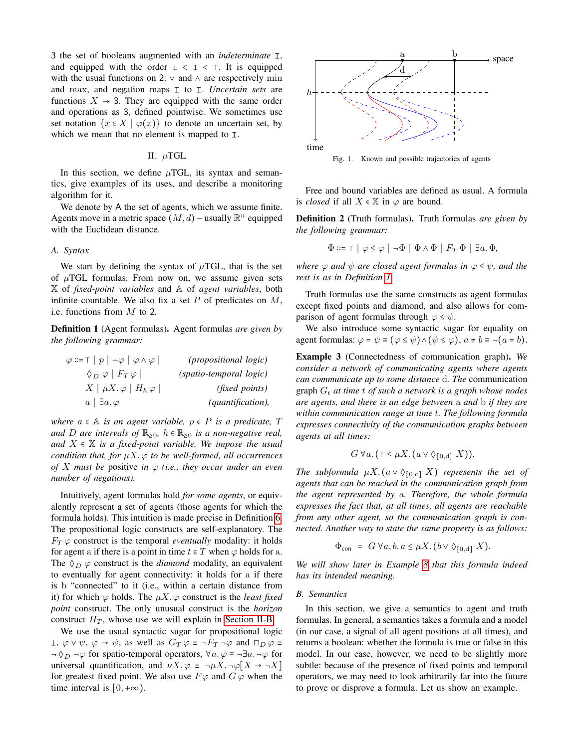3 the set of booleans augmented with an *indeterminate* $\mathtt{I}$, and equipped with the order $\bot < \mathtt{I} < \top$. It is equipped with the usual functions on 2: $\vee$ and $\wedge$ are respectively $\min$ and $\max$, and negation maps $\mathtt{I}$ to $\mathtt{I}$. *Uncertain sets* are functions $X \to 3$. They are equipped with the same order and operations as 3, defined pointwise. We sometimes use set notation $\{x \in X \mid \varphi(x)\}$ to denote an uncertain set, by which we mean that no element is mapped to $\mathtt{I}$.

## II. $\mu$TGL

In this section, we define $\mu$TGL, its syntax and semantics, give examples of its uses, and describe a monitoring algorithm for it.

We denote by $\mathrm{A}$ the set of agents, which we assume finite. Agents move in a metric space $(M, d)$ – usually $\mathbb{R}^n$ equipped with the Euclidean distance.

### A. Syntax

We start by defining the syntax of $\mu$TGL, that is the set of $\mu$TGL formulas. From now on, we assume given sets $\mathbb{X}$ of *fixed-point variables* and $\mathbb{A}$ of *agent variables*, both infinite countable. We also fix a set $P$ of predicates on $M$, i.e. functions from $M$ to 2.

**Definition 1** (Agent formulas)**.** *Agent formulas are given by the following grammar:*

$$
\begin{aligned}
\varphi ::= \top \mid p \mid \neg\varphi \mid \varphi \wedge \varphi \mid & \qquad \textit{(propositional logic)} \\
\Diamond_D\, \varphi \mid F_T\, \varphi \mid & \qquad \textit{(spatio-temporal logic)} \\
X \mid \mu X.\, \varphi \mid H_h\, \varphi \mid & \qquad \textit{(fixed points)} \\
a \mid \exists a.\, \varphi & \qquad \textit{(quantification),}
\end{aligned}
$$

*where $a \in \mathbb{A}$ is an agent variable, $p \in P$ is a predicate, $T$ and $D$ are intervals of $\mathbb{R}_{\geq 0}$, $h \in \mathbb{R}_{\geq 0}$ is a non-negative real, and $X \in \mathbb{X}$ is a fixed-point variable. We impose the usual condition that, for $\mu X.\varphi$ to be well-formed, all occurrences of $X$ must be* positive *in $\varphi$ (i.e., they occur under an even number of negations).*

Intuitively, agent formulas hold *for some agents*, or equivalently represent a set of agents (those agents for which the formula holds). This intuition is made precise in Definition 6. The propositional logic constructs are self-explanatory. The $F_T\,\varphi$ construct is the temporal *eventually* modality: it holds for agent $\mathrm{a}$ if there is a point in time $t \in T$ when $\varphi$ holds for $\mathrm{a}$. The $\Diamond_D\,\varphi$ construct is the *diamond* modality, an equivalent to eventually for agent connectivity: it holds for $\mathrm{a}$ if there is $\mathrm{b}$ "connected" to it (i.e., within a certain distance from it) for which $\varphi$ holds. The $\mu X.\,\varphi$ construct is the *least fixed point* construct. The only unusual construct is the *horizon* construct $H_T$, whose use we will explain in Section II-B.

We use the usual syntactic sugar for propositional logic $\bot$, $\varphi \vee \psi$, $\varphi \to \psi$, as well as $G_T\,\varphi \equiv \neg F_T\,\neg\varphi$ and $\Box_D\,\varphi \equiv \neg\Diamond_D\,\neg\varphi$ for spatio-temporal operators, $\forall a.\,\varphi \equiv \neg\exists a.\,\neg\varphi$ for universal quantification, and $\nu X.\,\varphi \equiv \neg\mu X.\,\neg\varphi[X \to \neg X]$ for greatest fixed point. We also use $F\,\varphi$ and $G\,\varphi$ when the time interval is $[0, +\infty)$.

Fig. 1. Known and possible trajectories of agents

Free and bound variables are defined as usual. A formula is *closed* if all $X \in \mathbb{X}$ in $\varphi$ are bound.

**Definition 2** (Truth formulas)**.** *Truth formulas are given by the following grammar:*

$$\Phi ::= \top \mid \varphi \leq \varphi \mid \neg\Phi \mid \Phi \wedge \Phi \mid F_T\,\Phi \mid \exists a.\,\Phi,$$

*where $\varphi$ and $\psi$ are closed agent formulas in $\varphi \leq \psi$, and the rest is as in Definition 1.*

Truth formulas use the same constructs as agent formulas except fixed points and diamond, and also allows for comparison of agent formulas through $\varphi \leq \psi$.

We also introduce some syntactic sugar for equality on agent formulas: $\varphi = \psi \equiv (\varphi \leq \psi) \wedge (\psi \leq \varphi)$, $a \neq b \equiv \neg(a = b)$.

**Example 3** (Connectedness of communication graph)**.** *We consider a network of communicating agents where agents can communicate up to some distance $\mathrm{d}$. The* communication graph *$G_t$ at time $t$ of such a network is a graph whose nodes are agents, and there is an edge between $\mathrm{a}$ and $\mathrm{b}$ if they are within communication range at time $t$. The following formula expresses connectivity of the communication graphs between agents at all times:*

$$G\,\forall a.\,(\top \leq \mu X.\,(a \vee \Diamond_{[0,\mathrm{d}]}\,X)).$$

*The subformula $\mu X.\,(a \vee \Diamond_{[0,\mathrm{d}]}\,X)$ represents the set of agents that can be reached in the communication graph from the agent represented by $a$. Therefore, the whole formula expresses the fact that, at all times, all agents are reachable from any other agent, so the communication graph is connected. Another way to state the same property is as follows:*

$$\Phi_{\text{con}} \;=\; G\,\forall a, b.\, a \leq \mu X.\,(b \vee \Diamond_{[0,\mathrm{d}]}\,X).$$

*We will show later in Example 8 that this formula indeed has its intended meaning.*

### B. Semantics

In this section, we give a semantics to agent and truth formulas. In general, a semantics takes a formula and a model (in our case, a signal of all agent positions at all times), and returns a boolean: whether the formula is true or false in this model. In our case, however, we need to be slightly more subtle: because of the presence of fixed points and temporal operators, we may need to look arbitrarily far into the future to prove or disprove a formula. Let us show an example.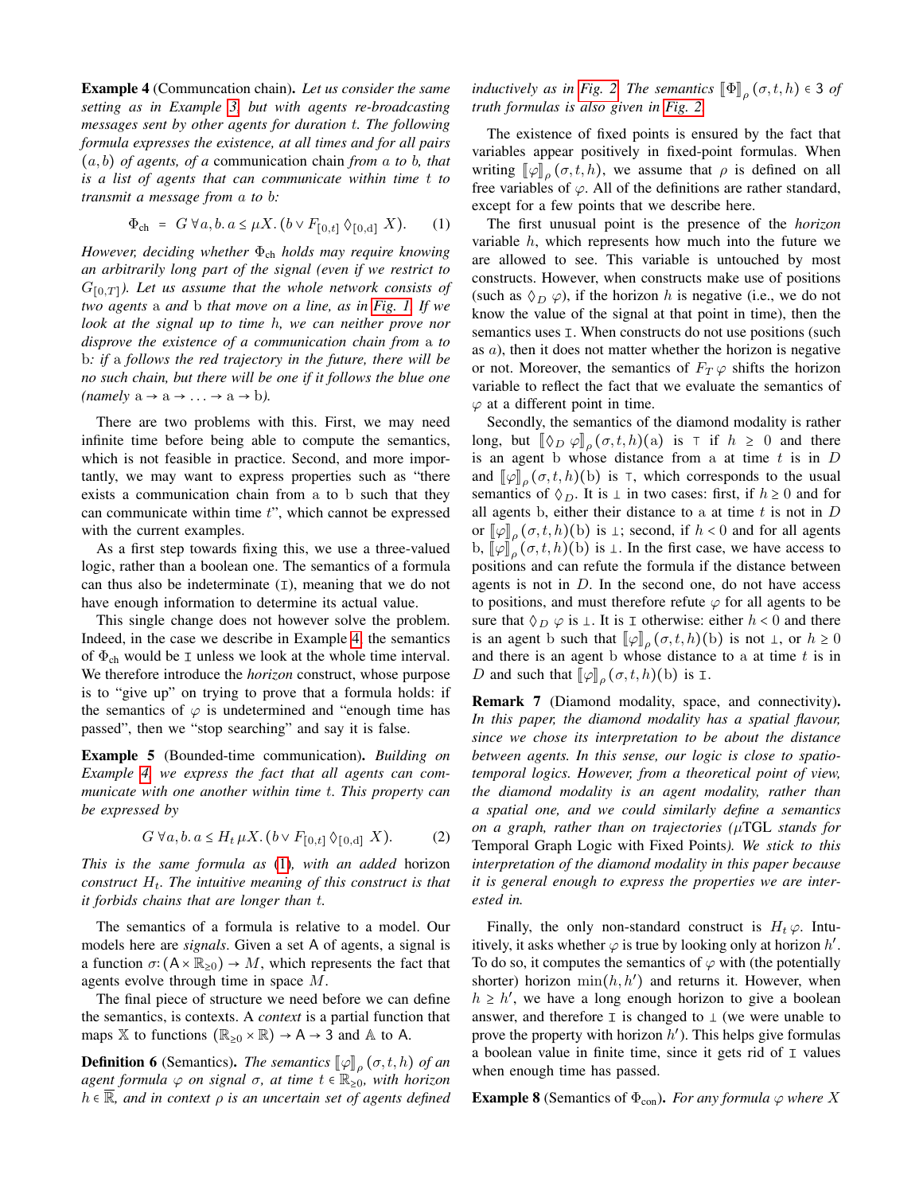**Example 4** (Communcation chain)**.** *Let us consider the same setting as in Example 3, but with agents re-broadcasting messages sent by other agents for duration t. The following formula expresses the existence, at all times and for all pairs* $(a, b)$ *of agents, of a* communication chain *from* $a$ *to* $b$*, that is a list of agents that can communicate within time* $t$ *to transmit a message from* $a$ *to* $b$*:*

$$\Phi_{\text{ch}} \;=\; G\,\forall a, b.\, a \le \mu X.\,(b \vee F_{[0,t]}\, \Diamond_{[0,\mathrm{d}]}\, X). \tag{1}$$

*However, deciding whether* $\Phi_{\text{ch}}$ *holds may require knowing an arbitrarily long part of the signal (even if we restrict to* $G_{[0,T]}$*). Let us assume that the whole network consists of two agents* $\mathrm{a}$ *and* $\mathrm{b}$ *that move on a line, as in Fig. 1. If we look at the signal up to time* $h$*, we can neither prove nor disprove the existence of a communication chain from* $\mathrm{a}$ *to* $\mathrm{b}$*: if* $\mathrm{a}$ *follows the red trajectory in the future, there will be no such chain, but there will be one if it follows the blue one (namely* $\mathrm{a} \to \mathrm{a} \to \ldots \to \mathrm{a} \to \mathrm{b}$*).*

There are two problems with this. First, we may need infinite time before being able to compute the semantics, which is not feasible in practice. Second, and more importantly, we may want to express properties such as "there exists a communication chain from a to b such that they can communicate within time $t$", which cannot be expressed with the current examples.

As a first step towards fixing this, we use a three-valued logic, rather than a boolean one. The semantics of a formula can thus also be indeterminate ($\mathtt{I}$), meaning that we do not have enough information to determine its actual value.

This single change does not however solve the problem. Indeed, in the case we describe in Example 4, the semantics of $\Phi_{\text{ch}}$ would be $\mathtt{I}$ unless we look at the whole time interval. We therefore introduce the *horizon* construct, whose purpose is to "give up" on trying to prove that a formula holds: if the semantics of $\varphi$ is undetermined and "enough time has passed", then we "stop searching" and say it is false.

**Example 5** (Bounded-time communication)**.** *Building on Example 4, we express the fact that all agents can communicate with one another within time t. This property can be expressed by*

$$G\,\forall a, b.\, a \le H_t\, \mu X.\,(b \vee F_{[0,t]}\, \Diamond_{[0,\mathrm{d}]}\, X). \tag{2}$$

*This is the same formula as (1), with an added* horizon *construct* $H_t$*. The intuitive meaning of this construct is that it forbids chains that are longer than* $t$*.*

The semantics of a formula is relative to a model. Our models here are *signals*. Given a set $\mathsf{A}$ of agents, a signal is a function $\sigma\colon (\mathsf{A} \times \mathbb{R}_{\ge 0}) \to M$, which represents the fact that agents evolve through time in space $M$.

The final piece of structure we need before we can define the semantics, is contexts. A *context* is a partial function that maps $\mathbb{X}$ to functions $(\mathbb{R}_{\ge 0} \times \mathbb{R}) \to \mathsf{A} \to 3$ and $\mathbb{A}$ to $\mathsf{A}$.

**Definition 6** (Semantics)**.** *The semantics* $[\![\varphi]\!]_\rho\,(\sigma, t, h)$ *of an agent formula* $\varphi$ *on signal* $\sigma$*, at time* $t \in \mathbb{R}_{\ge 0}$*, with horizon* $h \in \overline{\mathbb{R}}$*, and in context* $\rho$ *is an uncertain set of agents defined inductively as in Fig. 2. The semantics* $[\![\Phi]\!]_\rho\,(\sigma, t, h) \in 3$ *of truth formulas is also given in Fig. 2.*

The existence of fixed points is ensured by the fact that variables appear positively in fixed-point formulas. When writing $[\![\varphi]\!]_\rho\,(\sigma, t, h)$, we assume that $\rho$ is defined on all free variables of $\varphi$. All of the definitions are rather standard, except for a few points that we describe here.

The first unusual point is the presence of the *horizon* variable $h$, which represents how much into the future we are allowed to see. This variable is untouched by most constructs. However, when constructs make use of positions (such as $\Diamond_D\,\varphi$), if the horizon $h$ is negative (i.e., we do not know the value of the signal at that point in time), then the semantics uses $\mathtt{I}$. When constructs do not use positions (such as $a$), then it does not matter whether the horizon is negative or not. Moreover, the semantics of $F_T\,\varphi$ shifts the horizon variable to reflect the fact that we evaluate the semantics of $\varphi$ at a different point in time.

Secondly, the semantics of the diamond modality is rather long, but $[\![\Diamond_D\,\varphi]\!]_\rho\,(\sigma, t, h)(\mathrm{a})$ is $\top$ if $h \ge 0$ and there is an agent $\mathrm{b}$ whose distance from $\mathrm{a}$ at time $t$ is in $D$ and $[\![\varphi]\!]_\rho\,(\sigma, t, h)(\mathrm{b})$ is $\top$, which corresponds to the usual semantics of $\Diamond_D$. It is $\bot$ in two cases: first, if $h \ge 0$ and for all agents $\mathrm{b}$, either their distance to $\mathrm{a}$ at time $t$ is not in $D$ or $[\![\varphi]\!]_\rho\,(\sigma, t, h)(\mathrm{b})$ is $\bot$; second, if $h < 0$ and for all agents $\mathrm{b}$, $[\![\varphi]\!]_\rho\,(\sigma, t, h)(\mathrm{b})$ is $\bot$. In the first case, we have access to positions and can refute the formula if the distance between agents is not in $D$. In the second one, do not have access to positions, and must therefore refute $\varphi$ for all agents to be sure that $\Diamond_D\,\varphi$ is $\bot$. It is $\mathtt{I}$ otherwise: either $h < 0$ and there is an agent $\mathrm{b}$ such that $[\![\varphi]\!]_\rho\,(\sigma, t, h)(\mathrm{b})$ is not $\bot$, or $h \ge 0$ and there is an agent $\mathrm{b}$ whose distance to $\mathrm{a}$ at time $t$ is in $D$ and such that $[\![\varphi]\!]_\rho\,(\sigma, t, h)(\mathrm{b})$ is $\mathtt{I}$.

**Remark 7** (Diamond modality, space, and connectivity)**.** *In this paper, the diamond modality has a spatial flavour, since we chose its interpretation to be about the distance between agents. In this sense, our logic is close to spatio-temporal logics. However, from a theoretical point of view, the diamond modality is an agent modality, rather than a spatial one, and we could similarly define a semantics on a graph, rather than on trajectories (*$\mu$*TGL stands for* Temporal Graph Logic with Fixed Points*). We stick to this interpretation of the diamond modality in this paper because it is general enough to express the properties we are interested in.*

Finally, the only non-standard construct is $H_t\,\varphi$. Intuitively, it asks whether $\varphi$ is true by looking only at horizon $h'$. To do so, it computes the semantics of $\varphi$ with (the potentially shorter) horizon $\min(h, h')$ and returns it. However, when $h \ge h'$, we have a long enough horizon to give a boolean answer, and therefore $\mathtt{I}$ is changed to $\bot$ (we were unable to prove the property with horizon $h'$). This helps give formulas a boolean value in finite time, since it gets rid of $\mathtt{I}$ values when enough time has passed.

**Example 8** (Semantics of $\Phi_{\text{con}}$)**.** *For any formula* $\varphi$ *where* $X$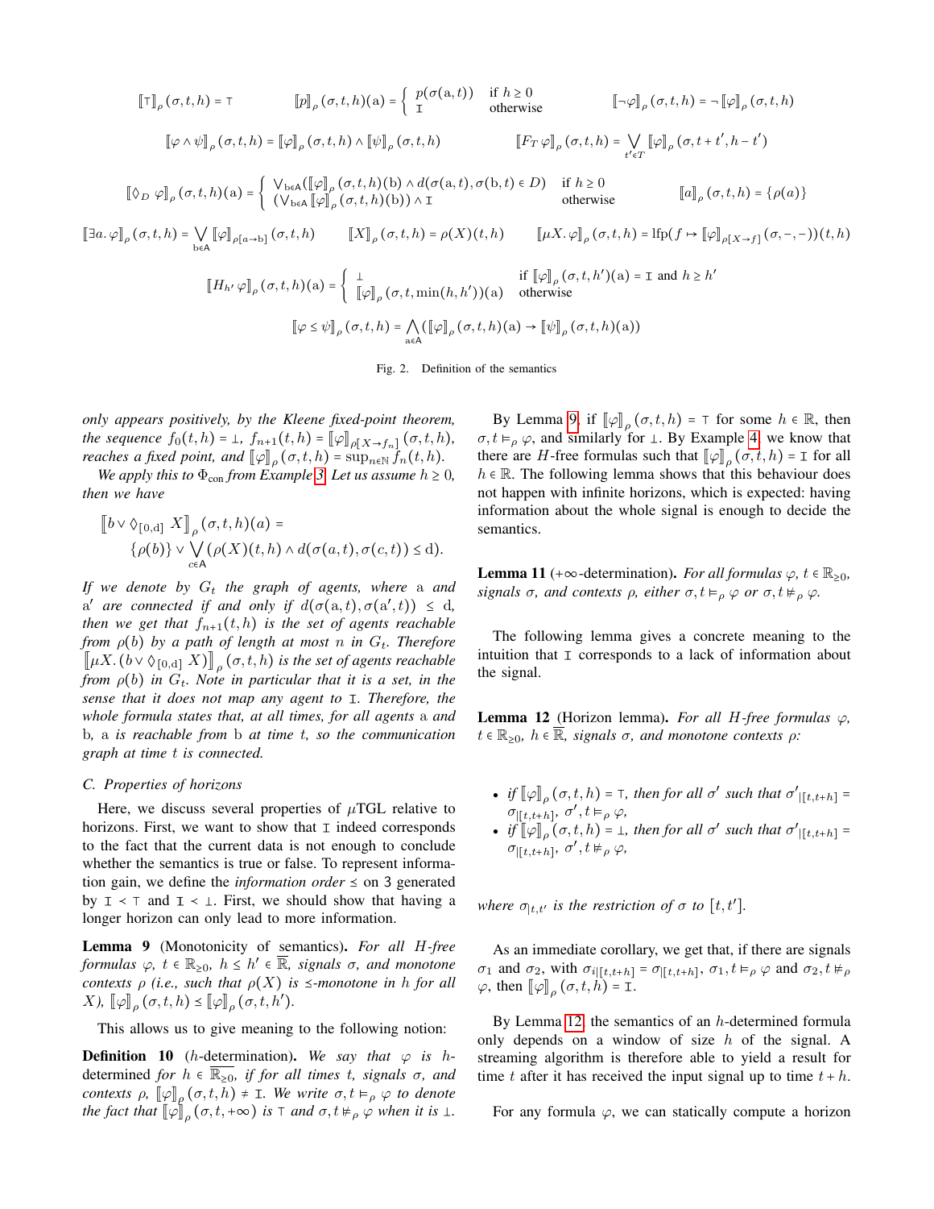$$[\![\top]\!]_\rho(\sigma,t,h) = \top \qquad [\![p]\!]_\rho(\sigma,t,h)(\mathrm{a}) = \begin{cases} p(\sigma(\mathrm{a},t)) & \text{if } h \geq 0 \\ \mathtt{I} & \text{otherwise} \end{cases} \qquad [\![\neg\varphi]\!]_\rho(\sigma,t,h) = \neg[\![\varphi]\!]_\rho(\sigma,t,h)$$

$$[\![\varphi \wedge \psi]\!]_\rho(\sigma,t,h) = [\![\varphi]\!]_\rho(\sigma,t,h) \wedge [\![\psi]\!]_\rho(\sigma,t,h) \qquad [\![F_T\,\varphi]\!]_\rho(\sigma,t,h) = \bigvee_{t' \in T} [\![\varphi]\!]_\rho(\sigma,t+t',h-t')$$

$$[\![\Diamond_D\,\varphi]\!]_\rho(\sigma,t,h)(\mathrm{a}) = \begin{cases} \bigvee_{\mathrm{b}\in\mathsf{A}}([\![\varphi]\!]_\rho(\sigma,t,h)(\mathrm{b}) \wedge d(\sigma(\mathrm{a},t),\sigma(\mathrm{b},t) \in D) & \text{if } h \geq 0 \\ (\bigvee_{\mathrm{b}\in\mathsf{A}}[\![\varphi]\!]_\rho(\sigma,t,h)(\mathrm{b})) \wedge \mathtt{I} & \text{otherwise} \end{cases} \qquad [\![a]\!]_\rho(\sigma,t,h) = \{\rho(a)\}$$

$$[\![\exists a.\,\varphi]\!]_\rho(\sigma,t,h) = \bigvee_{\mathrm{b}\in\mathsf{A}} [\![\varphi]\!]_{\rho[a\to\mathrm{b}]}(\sigma,t,h) \qquad [\![X]\!]_\rho(\sigma,t,h) = \rho(X)(t,h) \qquad [\![\mu X.\,\varphi]\!]_\rho(\sigma,t,h) = \mathrm{lfp}(f \mapsto [\![\varphi]\!]_{\rho[X\to f]}(\sigma,-,-))(t,h)$$

$$[\![H_{h'}\,\varphi]\!]_\rho(\sigma,t,h)(\mathrm{a}) = \begin{cases} \bot & \text{if } [\![\varphi]\!]_\rho(\sigma,t,h')(\mathrm{a}) = \mathtt{I} \text{ and } h \geq h' \\ [\![\varphi]\!]_\rho(\sigma,t,\min(h,h'))(\mathrm{a}) & \text{otherwise} \end{cases}$$

$$[\![\varphi \leq \psi]\!]_\rho(\sigma,t,h) = \bigwedge_{\mathrm{a}\in\mathsf{A}}([\![\varphi]\!]_\rho(\sigma,t,h)(\mathrm{a}) \to [\![\psi]\!]_\rho(\sigma,t,h)(\mathrm{a}))$$

Fig. 2. Definition of the semantics

*only appears positively, by the Kleene fixed-point theorem, the sequence $f_0(t,h) = \bot$, $f_{n+1}(t,h) = [\![\varphi]\!]_{\rho[X\to f_n]}(\sigma,t,h)$, reaches a fixed point, and $[\![\varphi]\!]_\rho(\sigma,t,h) = \sup_{n\in\mathbb{N}} f_n(t,h)$.*

*We apply this to $\Phi_{\text{con}}$ from Example 3. Let us assume $h \geq 0$, then we have*

$$[\![b \vee \Diamond_{[0,\mathrm{d}]}\,X]\!]_\rho(\sigma,t,h)(a) = \{\rho(b)\} \vee \bigvee_{c\in\mathsf{A}}(\rho(X)(t,h) \wedge d(\sigma(a,t),\sigma(c,t)) \leq \mathrm{d}).$$

*If we denote by $G_t$ the graph of agents, where $\mathrm{a}$ and $\mathrm{a}'$ are connected if and only if $d(\sigma(\mathrm{a},t),\sigma(\mathrm{a}',t)) \leq \mathrm{d}$, then we get that $f_{n+1}(t,h)$ is the set of agents reachable from $\rho(b)$ by a path of length at most $n$ in $G_t$. Therefore $[\![\mu X.\,(b \vee \Diamond_{[0,\mathrm{d}]}\,X)]\!]_\rho(\sigma,t,h)$ is the set of agents reachable from $\rho(b)$ in $G_t$. Note in particular that it is a set, in the sense that it does not map any agent to $\mathtt{I}$. Therefore, the whole formula states that, at all times, for all agents $\mathrm{a}$ and $\mathrm{b}$, $\mathrm{a}$ is reachable from $\mathrm{b}$ at time $t$, so the communication graph at time $t$ is connected.*

### C. Properties of horizons

Here, we discuss several properties of $\mu$TGL relative to horizons. First, we want to show that $\mathtt{I}$ indeed corresponds to the fact that the current data is not enough to conclude whether the semantics is true or false. To represent information gain, we define the *information order* $\preceq$ on 3 generated by $\mathtt{I} \prec \top$ and $\mathtt{I} \prec \bot$. First, we should show that having a longer horizon can only lead to more information.

**Lemma 9** (Monotonicity of semantics)**.** *For all $H$-free formulas $\varphi$, $t \in \mathbb{R}_{\geq 0}$, $h \leq h' \in \overline{\mathbb{R}}$, signals $\sigma$, and monotone contexts $\rho$ (i.e., such that $\rho(X)$ is $\preceq$-monotone in $h$ for all $X$), $[\![\varphi]\!]_\rho(\sigma,t,h) \preceq [\![\varphi]\!]_\rho(\sigma,t,h')$.*

This allows us to give meaning to the following notion:

**Definition 10** ($h$-determination)**.** *We say that $\varphi$ is $h$-determined for $h \in \overline{\mathbb{R}_{\geq 0}}$, if for all times $t$, signals $\sigma$, and contexts $\rho$, $[\![\varphi]\!]_\rho(\sigma,t,h) \neq \mathtt{I}$. We write $\sigma,t \vDash_\rho \varphi$ to denote the fact that $[\![\varphi]\!]_\rho(\sigma,t,+\infty)$ is $\top$ and $\sigma,t \nvDash_\rho \varphi$ when it is $\bot$.*

By Lemma 9, if $[\![\varphi]\!]_\rho(\sigma,t,h) = \top$ for some $h \in \mathbb{R}$, then $\sigma,t \vDash_\rho \varphi$, and similarly for $\bot$. By Example 4, we know that there are $H$-free formulas such that $[\![\varphi]\!]_\rho(\sigma,t,h) = \mathtt{I}$ for all $h \in \mathbb{R}$. The following lemma shows that this behaviour does not happen with infinite horizons, which is expected: having information about the whole signal is enough to decide the semantics.

**Lemma 11** ($+\infty$-determination)**.** *For all formulas $\varphi$, $t \in \mathbb{R}_{\geq 0}$, signals $\sigma$, and contexts $\rho$, either $\sigma,t \vDash_\rho \varphi$ or $\sigma,t \nvDash_\rho \varphi$.*

The following lemma gives a concrete meaning to the intuition that $\mathtt{I}$ corresponds to a lack of information about the signal.

**Lemma 12** (Horizon lemma)**.** *For all $H$-free formulas $\varphi$, $t \in \mathbb{R}_{\geq 0}$, $h \in \overline{\mathbb{R}}$, signals $\sigma$, and monotone contexts $\rho$:*

- *if $[\![\varphi]\!]_\rho(\sigma,t,h) = \top$, then for all $\sigma'$ such that $\sigma'_{|[t,t+h]} = \sigma_{|[t,t+h]}$, $\sigma',t \vDash_\rho \varphi$,*
- *if $[\![\varphi]\!]_\rho(\sigma,t,h) = \bot$, then for all $\sigma'$ such that $\sigma'_{|[t,t+h]} = \sigma_{|[t,t+h]}$, $\sigma',t \nvDash_\rho \varphi$,*

*where $\sigma_{|t,t'}$ is the restriction of $\sigma$ to $[t,t']$.*

As an immediate corollary, we get that, if there are signals $\sigma_1$ and $\sigma_2$, with $\sigma_{i|[t,t+h]} = \sigma_{|[t,t+h]}$, $\sigma_1,t \vDash_\rho \varphi$ and $\sigma_2,t \nvDash_\rho \varphi$, then $[\![\varphi]\!]_\rho(\sigma,t,h) = \mathtt{I}$.

By Lemma 12, the semantics of an $h$-determined formula only depends on a window of size $h$ of the signal. A streaming algorithm is therefore able to yield a result for time $t$ after it has received the input signal up to time $t+h$.

For any formula $\varphi$, we can statically compute a horizon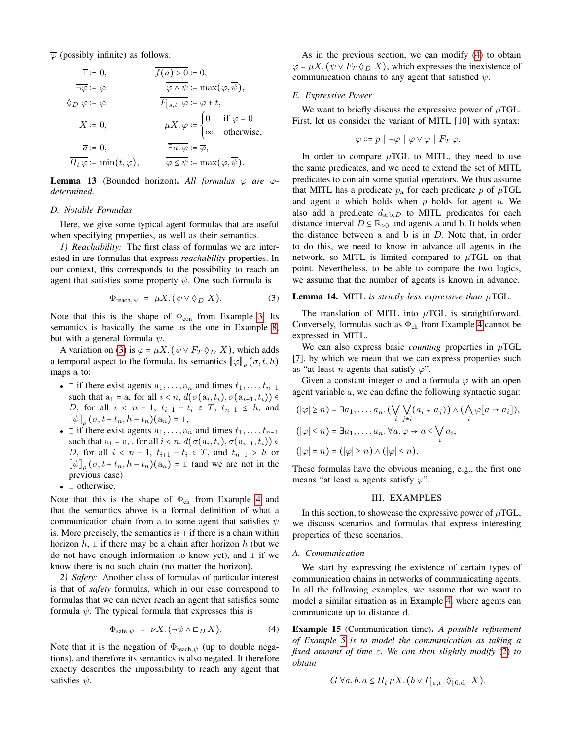$\overline{\varphi}$ (possibly infinite) as follows:

$$
\begin{aligned}
\overline{\top} &:= 0, & \overline{f(a) > 0} &:= 0,\\
\overline{\neg\varphi} &:= \overline{\varphi}, & \overline{\varphi \wedge \psi} &:= \max(\overline{\varphi}, \overline{\psi}),\\
\overline{\Diamond_D\, \varphi} &:= \overline{\varphi}, & \overline{F_{[s,t]}\, \varphi} &:= \overline{\varphi} + t,\\
\overline{X} &:= 0, & \overline{\mu X.\, \varphi} &:= \begin{cases} 0 & \text{if } \overline{\varphi} = 0\\ \infty & \text{otherwise,}\end{cases}\\
\overline{a} &:= 0, & \overline{\exists a.\, \varphi} &:= \overline{\varphi},\\
\overline{H_t\, \varphi} &:= \min(t, \overline{\varphi}), & \overline{\varphi \leq \psi} &:= \max(\overline{\varphi}, \overline{\psi}).
\end{aligned}
$$

**Lemma 13** (Bounded horizon). *All formulas $\varphi$ are $\overline{\varphi}$-determined.*

### D. Notable Formulas

Here, we give some typical agent formulas that are useful when specifying properties, as well as their semantics.

*1) Reachability:* The first class of formulas we are interested in are formulas that express *reachability* properties. In our context, this corresponds to the possibility to reach an agent that satisfies some property $\psi$. One such formula is

$$\Phi_{\text{reach},\psi} \;=\; \mu X.\, (\psi \vee \Diamond_D\, X). \tag{3}$$

Note that this is the shape of $\Phi_{\text{con}}$ from Example 3. Its semantics is basically the same as the one in Example 8, but with a general formula $\psi$.

A variation on (3) is $\varphi = \mu X.\, (\psi \vee F_T \Diamond_D\, X)$, which adds a temporal aspect to the formula. Its semantics $[\![\varphi]\!]_\rho\, (\sigma, t, h)$ maps a to:

- $\top$ if there exist agents $a_1, \ldots, a_n$ and times $t_1, \ldots, t_{n-1}$ such that $a_1 = a$, for all $i < n$, $d(\sigma(a_i, t_i), \sigma(a_{i+1}, t_i)) \in D$, for all $i < n-1$, $t_{i+1} - t_i \in T$, $t_{n-1} \leq h$, and $[\![\psi]\!]_\rho\, (\sigma, t + t_n, h - t_n)(a_n) = \top$,
- $\mathtt{I}$ if there exist agents $a_1, \ldots, a_n$ and times $t_1, \ldots, t_{n-1}$ such that $a_1 = a$, , for all $i < n$, $d(\sigma(a_i, t_i), \sigma(a_{i+1}, t_i)) \in D$, for all $i < n-1$, $t_{i+1} - t_i \in T$, and $t_{n-1} > h$ or $[\![\psi]\!]_\rho\, (\sigma, t + t_n, h - t_n)(a_n) = \mathtt{I}$ (and we are not in the previous case)
- $\bot$ otherwise.

Note that this is the shape of $\Phi_{\text{ch}}$ from Example 4 and that the semantics above is a formal definition of what a communication chain from a to some agent that satisfies $\psi$ is. More precisely, the semantics is $\top$ if there is a chain within horizon $h$, $\mathtt{I}$ if there may be a chain after horizon $h$ (but we do not have enough information to know yet), and $\bot$ if we know there is no such chain (no matter the horizon).

*2) Safety:* Another class of formulas of particular interest is that of *safety* formulas, which in our case correspond to formulas that we can never reach an agent that satisfies some formula $\psi$. The typical formula that expresses this is

$$\Phi_{\text{safe},\psi} \;=\; \nu X.\, (\neg\psi \wedge \Box_D\, X). \tag{4}$$

Note that it is the negation of $\Phi_{\text{reach},\psi}$ (up to double negations), and therefore its semantics is also negated. It therefore exactly describes the impossibility to reach any agent that satisfies $\psi$.

As in the previous section, we can modify (4) to obtain $\varphi = \mu X.\, (\psi \vee F_T \Diamond_D\, X)$, which expresses the inexistence of communication chains to any agent that satisfied $\psi$.

### E. Expressive Power

We want to briefly discuss the expressive power of $\mu$TGL. First, let us consider the variant of MITL [10] with syntax:

$$\varphi ::= p \mid \neg\varphi \mid \varphi \vee \varphi \mid F_T\, \varphi.$$

In order to compare $\mu$TGL to MITL, they need to use the same predicates, and we need to extend the set of MITL predicates to contain some spatial operators. We thus assume that MITL has a predicate $p_{\text{a}}$ for each predicate $p$ of $\mu$TGL and agent a which holds when $p$ holds for agent a. We also add a predicate $d_{\text{a,b},D}$ to MITL predicates for each distance interval $D \subseteq \overline{\mathbb{R}}_{\geq 0}$ and agents a and b. It holds when the distance between a and b is in $D$. Note that, in order to do this, we need to know in advance all agents in the network, so MITL is limited compared to $\mu$TGL on that point. Nevertheless, to be able to compare the two logics, we assume that the number of agents is known in advance.

**Lemma 14.** MITL *is strictly less expressive than* $\mu$TGL.

The translation of MITL into $\mu$TGL is straightforward. Conversely, formulas such as $\Phi_{\text{ch}}$ from Example 4 cannot be expressed in MITL.

We can also express basic *counting* properties in $\mu$TGL [7], by which we mean that we can express properties such as "at least $n$ agents that satisfy $\varphi$".

Given a constant integer $n$ and a formula $\varphi$ with an open agent variable $a$, we can define the following syntactic sugar:

$$
\begin{aligned}
(|\varphi| \geq n) &= \exists a_1, \ldots, a_n.\, (\bigvee_i \bigvee_{j \neq i} (a_i \neq a_j)) \wedge (\bigwedge_i \varphi[a \to a_i]),\\
(|\varphi| \leq n) &= \exists a_1, \ldots, a_n.\, \forall a.\, \varphi \to a \leq \bigvee_i a_i,\\
(|\varphi| = n) &= (|\varphi| \geq n) \wedge (|\varphi| \leq n).
\end{aligned}
$$

These formulas have the obvious meaning, e.g., the first one means "at least $n$ agents satisfy $\varphi$".

## III. Examples

In this section, to showcase the expressive power of $\mu$TGL, we discuss scenarios and formulas that express interesting properties of these scenarios.

### A. Communication

We start by expressing the existence of certain types of communication chains in networks of communicating agents. In all the following examples, we assume that we want to model a similar situation as in Example 4, where agents can communicate up to distance d.

**Example 15** (Communication time). *A possible refinement of Example 5 is to model the communication as taking a fixed amount of time $\varepsilon$. We can then slightly modify (2) to obtain*

$$G\, \forall a, b.\, a \leq H_t\, \mu X.\, (b \vee F_{[\varepsilon,t]} \Diamond_{[0,\text{d}]}\, X).$$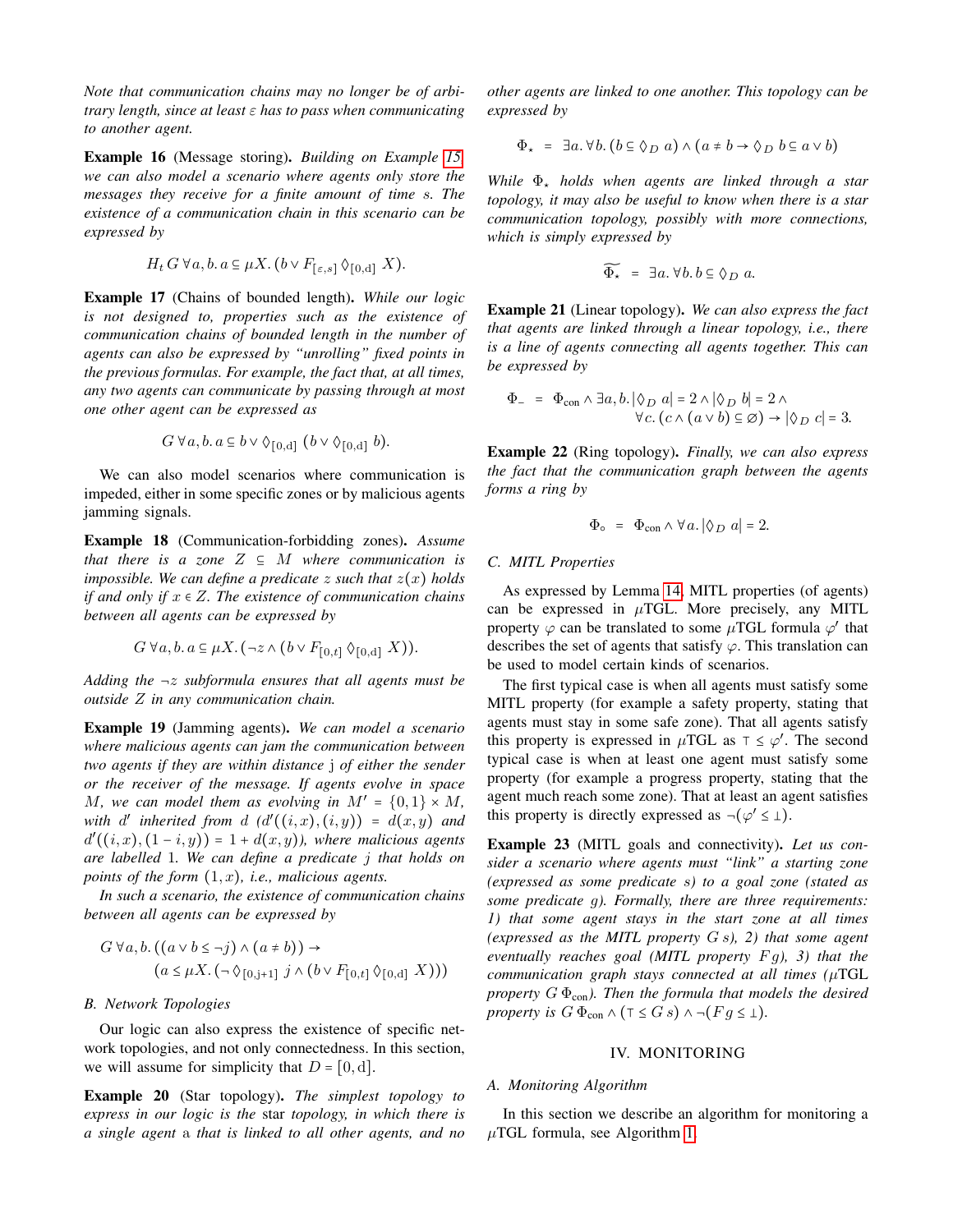*Note that communication chains may no longer be of arbitrary length, since at least $\varepsilon$ has to pass when communicating to another agent.*

**Example 16** (Message storing)**.** *Building on Example 15, we can also model a scenario where agents only store the messages they receive for a finite amount of time $s$. The existence of a communication chain in this scenario can be expressed by*

$$H_t\, G\, \forall a, b.\, a \subseteq \mu X.\, (b \vee F_{[\varepsilon,s]}\, \Diamond_{[0,\mathrm{d}]}\, X).$$

**Example 17** (Chains of bounded length)**.** *While our logic is not designed to, properties such as the existence of communication chains of bounded length in the number of agents can also be expressed by "unrolling" fixed points in the previous formulas. For example, the fact that, at all times, any two agents can communicate by passing through at most one other agent can be expressed as*

$$G\, \forall a, b.\, a \subseteq b \vee \Diamond_{[0,\mathrm{d}]}\, (b \vee \Diamond_{[0,\mathrm{d}]}\, b).$$

We can also model scenarios where communication is impeded, either in some specific zones or by malicious agents jamming signals.

**Example 18** (Communication-forbidding zones)**.** *Assume that there is a zone $Z \subseteq M$ where communication is impossible. We can define a predicate $z$ such that $z(x)$ holds if and only if $x \in Z$. The existence of communication chains between all agents can be expressed by*

$$G\, \forall a, b.\, a \subseteq \mu X.\, (\neg z \wedge (b \vee F_{[0,t]}\, \Diamond_{[0,\mathrm{d}]}\, X)).$$

*Adding the $\neg z$ subformula ensures that all agents must be outside $Z$ in any communication chain.*

**Example 19** (Jamming agents)**.** *We can model a scenario where malicious agents can jam the communication between two agents if they are within distance $\mathrm{j}$ of either the sender or the receiver of the message. If agents evolve in space $M$, we can model them as evolving in $M' = \{0, 1\} \times M$, with $d'$ inherited from $d$ ($d'((i, x), (i, y)) = d(x, y)$ and $d'((i, x), (1 - i, y)) = 1 + d(x, y)$), where malicious agents are labelled 1. We can define a predicate $j$ that holds on points of the form $(1, x)$, i.e., malicious agents.*

*In such a scenario, the existence of communication chains between all agents can be expressed by*

$$\begin{aligned} G\, \forall a, b.\, ((a \vee b \leq \neg j) \wedge (a \neq b)) \rightarrow \\ (a \leq \mu X.\, (\neg \Diamond_{[0,\mathrm{j}+1]}\, j \wedge (b \vee F_{[0,t]}\, \Diamond_{[0,\mathrm{d}]}\, X))) \end{aligned}$$

### B. Network Topologies

Our logic can also express the existence of specific network topologies, and not only connectedness. In this section, we will assume for simplicity that $D = [0, \mathrm{d}]$.

**Example 20** (Star topology)**.** *The simplest topology to express in our logic is the* star *topology, in which there is a single agent $a$ that is linked to all other agents, and no other agents are linked to one another. This topology can be expressed by*

$$\Phi_\star \;=\; \exists a.\, \forall b.\, (b \subseteq \Diamond_D\, a) \wedge (a \neq b \rightarrow \Diamond_D\, b \subseteq a \vee b)$$

*While $\Phi_\star$ holds when agents are linked through a star topology, it may also be useful to know when there is a star communication topology, possibly with more connections, which is simply expressed by*

$$\widetilde{\Phi_\star} \;=\; \exists a.\, \forall b.\, b \subseteq \Diamond_D\, a.$$

**Example 21** (Linear topology)**.** *We can also express the fact that agents are linked through a linear topology, i.e., there is a line of agents connecting all agents together. This can be expressed by*

$$\begin{aligned} \Phi_- \;=\; \Phi_{\text{con}} \wedge \exists a, b.\, |\Diamond_D\, a| = 2 \wedge |\Diamond_D\, b| = 2 \wedge \\ \forall c.\, (c \wedge (a \vee b) \subseteq \varnothing) \rightarrow |\Diamond_D\, c| = 3. \end{aligned}$$

**Example 22** (Ring topology)**.** *Finally, we can also express the fact that the communication graph between the agents forms a ring by*

$$\Phi_\circ \;=\; \Phi_{\text{con}} \wedge \forall a.\, |\Diamond_D\, a| = 2.$$

### C. MITL Properties

As expressed by Lemma 14, MITL properties (of agents) can be expressed in $\mu$TGL. More precisely, any MITL property $\varphi$ can be translated to some $\mu$TGL formula $\varphi'$ that describes the set of agents that satisfy $\varphi$. This translation can be used to model certain kinds of scenarios.

The first typical case is when all agents must satisfy some MITL property (for example a safety property, stating that agents must stay in some safe zone). That all agents satisfy this property is expressed in $\mu$TGL as $\top \leq \varphi'$. The second typical case is when at least one agent must satisfy some property (for example a progress property, stating that the agent much reach some zone). That at least an agent satisfies this property is directly expressed as $\neg(\varphi' \leq \bot)$.

**Example 23** (MITL goals and connectivity)**.** *Let us consider a scenario where agents must "link" a starting zone (expressed as some predicate $s$) to a goal zone (stated as some predicate $g$). Formally, there are three requirements: 1) that some agent stays in the start zone at all times (expressed as the MITL property $G\, s$), 2) that some agent eventually reaches goal (MITL property $F g$), 3) that the communication graph stays connected at all times ($\mu$TGL property $G\, \Phi_{\text{con}}$). Then the formula that models the desired property is $G\, \Phi_{\text{con}} \wedge (\top \leq G\, s) \wedge \neg(F\, g \leq \bot)$.*

## IV. MONITORING

### A. Monitoring Algorithm

In this section we describe an algorithm for monitoring a $\mu$TGL formula, see Algorithm 1.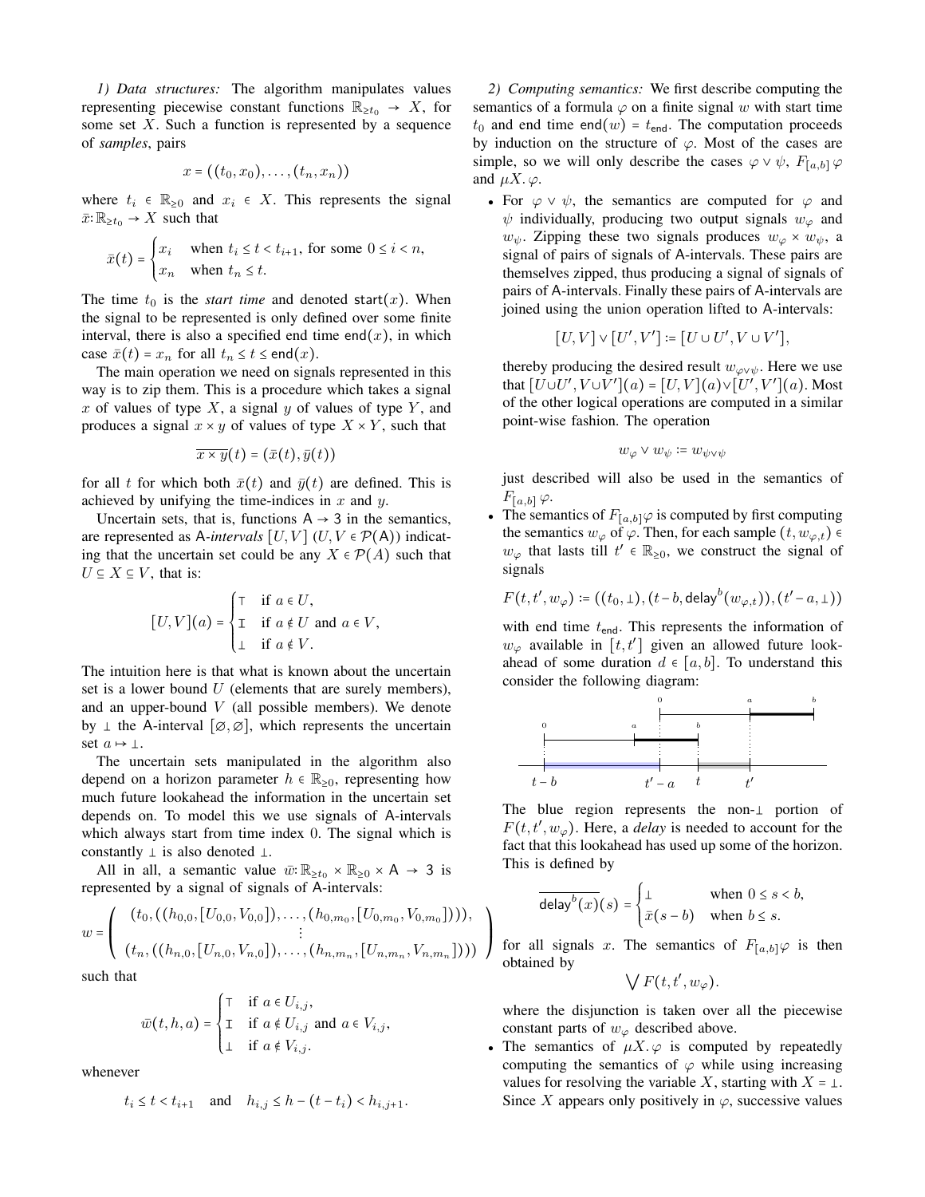*1) Data structures:* The algorithm manipulates values representing piecewise constant functions $\mathbb{R}_{\geq t_0} \to X$, for some set $X$. Such a function is represented by a sequence of *samples*, pairs

$$x = ((t_0, x_0), \dots, (t_n, x_n))$$

where $t_i \in \mathbb{R}_{\geq 0}$ and $x_i \in X$. This represents the signal $\bar{x}\colon \mathbb{R}_{\geq t_0} \to X$ such that

$$\bar{x}(t) = \begin{cases} x_i & \text{when } t_i \leq t < t_{i+1}, \text{ for some } 0 \leq i < n, \\ x_n & \text{when } t_n \leq t. \end{cases}$$

The time $t_0$ is the *start time* and denoted $\mathsf{start}(x)$. When the signal to be represented is only defined over some finite interval, there is also a specified end time $\mathsf{end}(x)$, in which case $\bar{x}(t) = x_n$ for all $t_n \leq t \leq \mathsf{end}(x)$.

The main operation we need on signals represented in this way is to zip them. This is a procedure which takes a signal $x$ of values of type $X$, a signal $y$ of values of type $Y$, and produces a signal $x \times y$ of values of type $X \times Y$, such that

$$\overline{x \times y}(t) = (\bar{x}(t), \bar{y}(t))$$

for all $t$ for which both $\bar{x}(t)$ and $\bar{y}(t)$ are defined. This is achieved by unifying the time-indices in $x$ and $y$.

Uncertain sets, that is, functions $\mathsf{A} \to \mathsf{3}$ in the semantics, are represented as $\mathsf{A}$-*intervals* $[U, V]$ $(U, V \in \mathcal{P}(\mathsf{A}))$ indicating that the uncertain set could be any $X \in \mathcal{P}(A)$ such that $U \subseteq X \subseteq V$, that is:

$$[U, V](a) = \begin{cases} \top & \text{if } a \in U, \\ \mathtt{I} & \text{if } a \notin U \text{ and } a \in V, \\ \bot & \text{if } a \notin V. \end{cases}$$

The intuition here is that what is known about the uncertain set is a lower bound $U$ (elements that are surely members), and an upper-bound $V$ (all possible members). We denote by $\bot$ the $\mathsf{A}$-interval $[\varnothing, \varnothing]$, which represents the uncertain set $a \mapsto \bot$.

The uncertain sets manipulated in the algorithm also depend on a horizon parameter $h \in \mathbb{R}_{\geq 0}$, representing how much future lookahead the information in the uncertain set depends on. To model this we use signals of $\mathsf{A}$-intervals which always start from time index 0. The signal which is constantly $\bot$ is also denoted $\bot$.

All in all, a semantic value $\bar{w}\colon \mathbb{R}_{\geq t_0} \times \mathbb{R}_{\geq 0} \times \mathsf{A} \to \mathsf{3}$ is represented by a signal of signals of $\mathsf{A}$-intervals:

$$w = \begin{pmatrix} (t_0, ((h_{0,0}, [U_{0,0}, V_{0,0}]), \dots, (h_{0,m_0}, [U_{0,m_0}, V_{0,m_0}]))), \\ \vdots \\ (t_n, ((h_{n,0}, [U_{n,0}, V_{n,0}]), \dots, (h_{n,m_n}, [U_{n,m_n}, V_{n,m_n}]))) \end{pmatrix}$$

such that

$$\bar{w}(t, h, a) = \begin{cases} \top & \text{if } a \in U_{i,j}, \\ \mathtt{I} & \text{if } a \notin U_{i,j} \text{ and } a \in V_{i,j}, \\ \bot & \text{if } a \notin V_{i,j}. \end{cases}$$

whenever

$$t_i \leq t < t_{i+1} \quad \text{and} \quad h_{i,j} \leq h - (t - t_i) < h_{i,j+1}.$$

*2) Computing semantics:* We first describe computing the semantics of a formula $\varphi$ on a finite signal $w$ with start time $t_0$ and end time $\mathsf{end}(w) = t_{\mathsf{end}}$. The computation proceeds by induction on the structure of $\varphi$. Most of the cases are simple, so we will only describe the cases $\varphi \vee \psi$, $F_{[a,b]}\,\varphi$ and $\mu X.\,\varphi$.

- For $\varphi \vee \psi$, the semantics are computed for $\varphi$ and $\psi$ individually, producing two output signals $w_\varphi$ and $w_\psi$. Zipping these two signals produces $w_\varphi \times w_\psi$, a signal of pairs of signals of $\mathsf{A}$-intervals. These pairs are themselves zipped, thus producing a signal of signals of pairs of $\mathsf{A}$-intervals. Finally these pairs of $\mathsf{A}$-intervals are joined using the union operation lifted to $\mathsf{A}$-intervals:

  $$[U, V] \vee [U', V'] \coloneqq [U \cup U', V \cup V'],$$

  thereby producing the desired result $w_{\varphi \vee \psi}$. Here we use that $[U \cup U', V \cup V'](a) = [U, V](a) \vee [U', V'](a)$. Most of the other logical operations are computed in a similar point-wise fashion. The operation

  $$w_\varphi \vee w_\psi \coloneqq w_{\psi \vee \psi}$$

  just described will also be used in the semantics of $F_{[a,b]}\,\varphi$.

- The semantics of $F_{[a,b]}\varphi$ is computed by first computing the semantics $w_\varphi$ of $\varphi$. Then, for each sample $(t, w_{\varphi,t}) \in w_\varphi$ that lasts till $t' \in \mathbb{R}_{\geq 0}$, we construct the signal of signals

  $$F(t, t', w_\varphi) \coloneqq ((t_0, \bot), (t - b, \mathsf{delay}^b(w_{\varphi,t})), (t' - a, \bot))$$

  with end time $t_{\mathsf{end}}$. This represents the information of $w_\varphi$ available in $[t, t']$ given an allowed future lookahead of some duration $d \in [a, b]$. To understand this consider the following diagram:

  (diagram: timeline with points $t-b$, $t'-a$, $t$, $t'$; intervals labelled $0$, $a$, $b$)

  The blue region represents the non-$\bot$ portion of $F(t, t', w_\varphi)$. Here, a *delay* is needed to account for the fact that this lookahead has used up some of the horizon. This is defined by

  $$\overline{\mathsf{delay}^b(x)}(s) = \begin{cases} \bot & \text{when } 0 \leq s < b, \\ \bar{x}(s - b) & \text{when } b \leq s. \end{cases}$$

  for all signals $x$. The semantics of $F_{[a,b]}\varphi$ is then obtained by

  $$\bigvee F(t, t', w_\varphi).$$

  where the disjunction is taken over all the piecewise constant parts of $w_\varphi$ described above.

- The semantics of $\mu X.\,\varphi$ is computed by repeatedly computing the semantics of $\varphi$ while using increasing values for resolving the variable $X$, starting with $X = \bot$. Since $X$ appears only positively in $\varphi$, successive values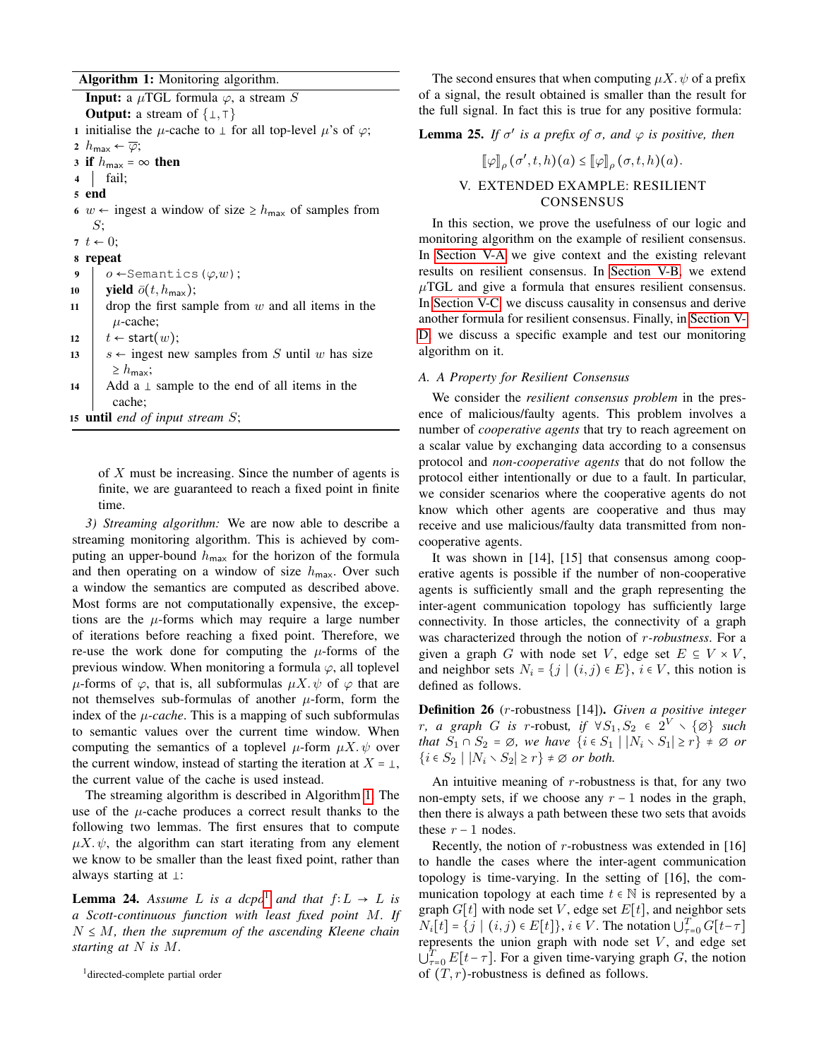**Algorithm 1:** Monitoring algorithm.

**Input:** a $\mu$TGL formula $\varphi$, a stream $S$
**Output:** a stream of $\{\bot, \top\}$

```
1  initialise the μ-cache to ⊥ for all top-level μ's of φ;
2  h_max ← φ̄;
3  if h_max = ∞ then
4  │  fail;
5  end
6  w ← ingest a window of size ≥ h_max of samples from S;
7  t ← 0;
8  repeat
9  │  o ← Semantics(φ, w);
10 │  yield ō(t, h_max);
11 │  drop the first sample from w and all items in the μ-cache;
12 │  t ← start(w);
13 │  s ← ingest new samples from S until w has size ≥ h_max;
14 │  Add a ⊥ sample to the end of all items in the cache;
15 until end of input stream S;
```

of $X$ must be increasing. Since the number of agents is finite, we are guaranteed to reach a fixed point in finite time.

*3) Streaming algorithm:* We are now able to describe a streaming monitoring algorithm. This is achieved by computing an upper-bound $h_{\mathsf{max}}$ for the horizon of the formula and then operating on a window of size $h_{\mathsf{max}}$. Over such a window the semantics are computed as described above. Most forms are not computationally expensive, the exceptions are the $\mu$-forms which may require a large number of iterations before reaching a fixed point. Therefore, we re-use the work done for computing the $\mu$-forms of the previous window. When monitoring a formula $\varphi$, all toplevel $\mu$-forms of $\varphi$, that is, all subformulas $\mu X.\,\psi$ of $\varphi$ that are not themselves sub-formulas of another $\mu$-form, form the index of the *$\mu$-cache*. This is a mapping of such subformulas to semantic values over the current time window. When computing the semantics of a toplevel $\mu$-form $\mu X.\,\psi$ over the current window, instead of starting the iteration at $X = \bot$, the current value of the cache is used instead.

The streaming algorithm is described in Algorithm 1. The use of the $\mu$-cache produces a correct result thanks to the following two lemmas. The first ensures that to compute $\mu X.\,\psi$, the algorithm can start iterating from any element we know to be smaller than the least fixed point, rather than always starting at $\bot$:

**Lemma 24.** *Assume $L$ is a dcpo[1] and that $f\colon L \to L$ is a Scott-continuous function with least fixed point $M$. If $N \leq M$, then the supremum of the ascending Kleene chain starting at $N$ is $M$.*

[1] directed-complete partial order

The second ensures that when computing $\mu X.\,\psi$ of a prefix of a signal, the result obtained is smaller than the result for the full signal. In fact this is true for any positive formula:

**Lemma 25.** *If $\sigma'$ is a prefix of $\sigma$, and $\varphi$ is positive, then*

$$[\![\varphi]\!]_\rho(\sigma', t, h)(a) \leq [\![\varphi]\!]_\rho(\sigma, t, h)(a).$$

## V. Extended Example: Resilient Consensus

In this section, we prove the usefulness of our logic and monitoring algorithm on the example of resilient consensus. In Section V-A we give context and the existing relevant results on resilient consensus. In Section V-B, we extend $\mu$TGL and give a formula that ensures resilient consensus. In Section V-C, we discuss causality in consensus and derive another formula for resilient consensus. Finally, in Section V-D, we discuss a specific example and test our monitoring algorithm on it.

### A. A Property for Resilient Consensus

We consider the *resilient consensus problem* in the presence of malicious/faulty agents. This problem involves a number of *cooperative agents* that try to reach agreement on a scalar value by exchanging data according to a consensus protocol and *non-cooperative agents* that do not follow the protocol either intentionally or due to a fault. In particular, we consider scenarios where the cooperative agents do not know which other agents are cooperative and thus may receive and use malicious/faulty data transmitted from non-cooperative agents.

It was shown in [14], [15] that consensus among cooperative agents is possible if the number of non-cooperative agents is sufficiently small and the graph representing the inter-agent communication topology has sufficiently large connectivity. In those articles, the connectivity of a graph was characterized through the notion of $r$*-robustness*. For a given graph $G$ with node set $V$, edge set $E \subseteq V \times V$, and neighbor sets $N_i = \{j \mid (i,j) \in E\}$, $i \in V$, this notion is defined as follows.

**Definition 26** ($r$-robustness [14])**.** *Given a positive integer $r$, a graph $G$ is $r$-robust, if $\forall S_1, S_2 \in 2^V \setminus \{\varnothing\}$ such that $S_1 \cap S_2 = \varnothing$, we have $\{i \in S_1 \mid |N_i \setminus S_1| \geq r\} \neq \varnothing$ or $\{i \in S_2 \mid |N_i \setminus S_2| \geq r\} \neq \varnothing$ or both.*

An intuitive meaning of $r$-robustness is that, for any two non-empty sets, if we choose any $r-1$ nodes in the graph, then there is always a path between these two sets that avoids these $r-1$ nodes.

Recently, the notion of $r$-robustness was extended in [16] to handle the cases where the inter-agent communication topology is time-varying. In the setting of [16], the communication topology at each time $t \in \mathbb{N}$ is represented by a graph $G[t]$ with node set $V$, edge set $E[t]$, and neighbor sets $N_i[t] = \{j \mid (i,j) \in E[t]\}$, $i \in V$. The notation $\bigcup_{\tau=0}^{T} G[t-\tau]$ represents the union graph with node set $V$, and edge set $\bigcup_{\tau=0}^{T} E[t-\tau]$. For a given time-varying graph $G$, the notion of $(T, r)$-robustness is defined as follows.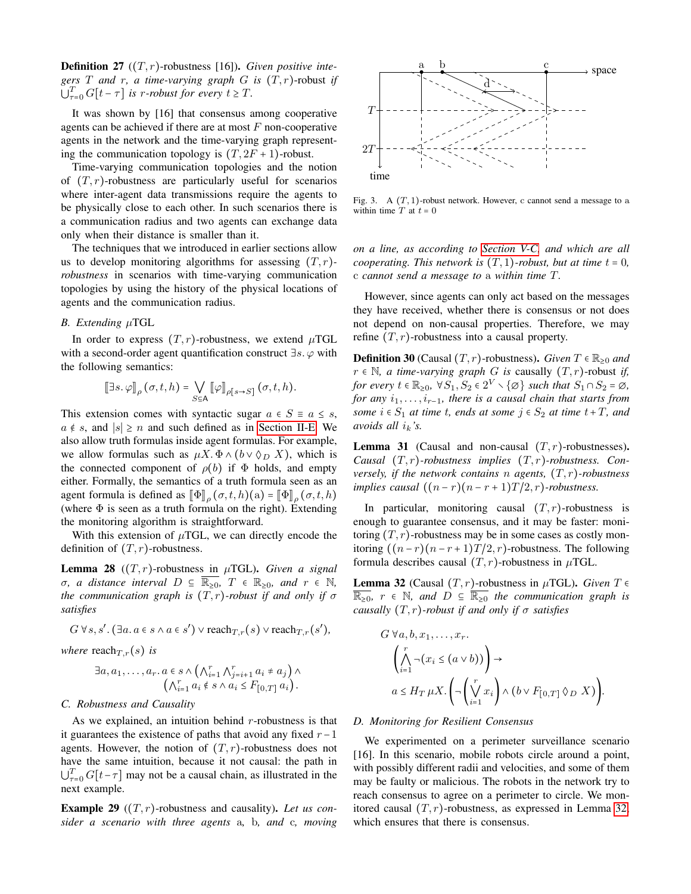**Definition 27** ($(T,r)$-robustness [16]). *Given positive integers $T$ and $r$, a time-varying graph $G$ is $(T,r)$-robust if $\bigcup_{\tau=0}^{T} G[t-\tau]$ is $r$-robust for every $t \geq T$.*

It was shown by [16] that consensus among cooperative agents can be achieved if there are at most $F$ non-cooperative agents in the network and the time-varying graph representing the communication topology is $(T, 2F+1)$-robust.

Time-varying communication topologies and the notion of $(T,r)$-robustness are particularly useful for scenarios where inter-agent data transmissions require the agents to be physically close to each other. In such scenarios there is a communication radius and two agents can exchange data only when their distance is smaller than it.

The techniques that we introduced in earlier sections allow us to develop monitoring algorithms for assessing $(T,r)$-*robustness* in scenarios with time-varying communication topologies by using the history of the physical locations of agents and the communication radius.

### B. Extending $\mu$TGL

In order to express $(T,r)$-robustness, we extend $\mu$TGL with a second-order agent quantification construct $\exists s.\, \varphi$ with the following semantics:

$$[\![\exists s.\, \varphi]\!]_\rho (\sigma, t, h) = \bigvee_{S \subseteq \mathsf{A}} [\![\varphi]\!]_{\rho[s \mapsto S]} (\sigma, t, h).$$

This extension comes with syntactic sugar $a \in S \equiv a \leq s$, $a \notin s$, and $|s| \geq n$ and such defined as in Section II-E. We also allow truth formulas inside agent formulas. For example, we allow formulas such as $\mu X.\, \Phi \wedge (b \vee \Diamond_D X)$, which is the connected component of $\rho(b)$ if $\Phi$ holds, and empty either. Formally, the semantics of a truth formula seen as an agent formula is defined as $[\![\Phi]\!]_\rho (\sigma, t, h)(\mathrm{a}) = [\![\Phi]\!]_\rho (\sigma, t, h)$ (where $\Phi$ is seen as a truth formula on the right). Extending the monitoring algorithm is straightforward.

With this extension of $\mu$TGL, we can directly encode the definition of $(T,r)$-robustness.

**Lemma 28** ($(T,r)$-robustness in $\mu$TGL). *Given a signal $\sigma$, a distance interval $D \subseteq \overline{\mathbb{R}_{\geq 0}}$, $T \in \mathbb{R}_{\geq 0}$, and $r \in \mathbb{N}$, the communication graph is $(T,r)$-robust if and only if $\sigma$ satisfies*

$$G\, \forall s, s'.\, (\exists a.\, a \in s \wedge a \in s') \vee \mathrm{reach}_{T,r}(s) \vee \mathrm{reach}_{T,r}(s'),$$

*where* $\mathrm{reach}_{T,r}(s)$ *is*

$$\exists a, a_1, \ldots, a_r.\, a \in s \wedge \left(\bigwedge_{i=1}^{r} \bigwedge_{j=i+1}^{r} a_i \neq a_j\right) \wedge \left(\bigwedge_{i=1}^{r} a_i \notin s \wedge a_i \leq F_{[0,T]}\, a_i\right).$$

### C. Robustness and Causality

As we explained, an intuition behind $r$-robustness is that it guarantees the existence of paths that avoid any fixed $r-1$ agents. However, the notion of $(T,r)$-robustness does not have the same intuition, because it not causal: the path in $\bigcup_{\tau=0}^{T} G[t-\tau]$ may not be a causal chain, as illustrated in the next example.

**Example 29** ($(T,r)$-robustness and causality). *Let us consider a scenario with three agents* a, b, *and* c, *moving on a line, as according to Section V-C, and which are all cooperating. This network is $(T,1)$-robust, but at time $t=0$,* c *cannot send a message to* a *within time $T$.*

Fig. 3. A $(T,1)$-robust network. However, c cannot send a message to a within time $T$ at $t=0$

However, since agents can only act based on the messages they have received, whether there is consensus or not does not depend on non-causal properties. Therefore, we may refine $(T,r)$-robustness into a causal property.

**Definition 30** (Causal $(T,r)$-robustness). *Given $T \in \mathbb{R}_{\geq 0}$ and $r \in \mathbb{N}$, a time-varying graph $G$ is causally $(T,r)$-robust if, for every $t \in \mathbb{R}_{\geq 0}$, $\forall S_1, S_2 \in 2^V \setminus \{\varnothing\}$ such that $S_1 \cap S_2 = \varnothing$, for any $i_1, \ldots, i_{r-1}$, there is a causal chain that starts from some $i \in S_1$ at time $t$, ends at some $j \in S_2$ at time $t+T$, and avoids all $i_k$'s.*

**Lemma 31** (Causal and non-causal $(T,r)$-robustnesses). *Causal $(T,r)$-robustness implies $(T,r)$-robustness. Conversely, if the network contains $n$ agents, $(T,r)$-robustness implies causal $((n-r)(n-r+1)T/2, r)$-robustness.*

In particular, monitoring causal $(T,r)$-robustness is enough to guarantee consensus, and it may be faster: monitoring $(T,r)$-robustness may be in some cases as costly monitoring $((n-r)(n-r+1)T/2, r)$-robustness. The following formula describes causal $(T,r)$-robustness in $\mu$TGL.

**Lemma 32** (Causal $(T,r)$-robustness in $\mu$TGL). *Given $T \in \overline{\mathbb{R}_{\geq 0}}$, $r \in \mathbb{N}$, and $D \subseteq \overline{\mathbb{R}_{\geq 0}}$ the communication graph is causally $(T,r)$-robust if and only if $\sigma$ satisfies*

$$G\, \forall a, b, x_1, \ldots, x_r.$$
$$\left(\bigwedge_{i=1}^{r} \neg (x_i \leq (a \vee b))\right) \rightarrow$$
$$a \leq H_T\, \mu X. \left(\neg \left(\bigvee_{i=1}^{r} x_i\right) \wedge (b \vee F_{[0,T]} \Diamond_D X)\right).$$

### D. Monitoring for Resilient Consensus

We experimented on a perimeter surveillance scenario [16]. In this scenario, mobile robots circle around a point, with possibly different radii and velocities, and some of them may be faulty or malicious. The robots in the network try to reach consensus to agree on a perimeter to circle. We monitored causal $(T,r)$-robustness, as expressed in Lemma 32, which ensures that there is consensus.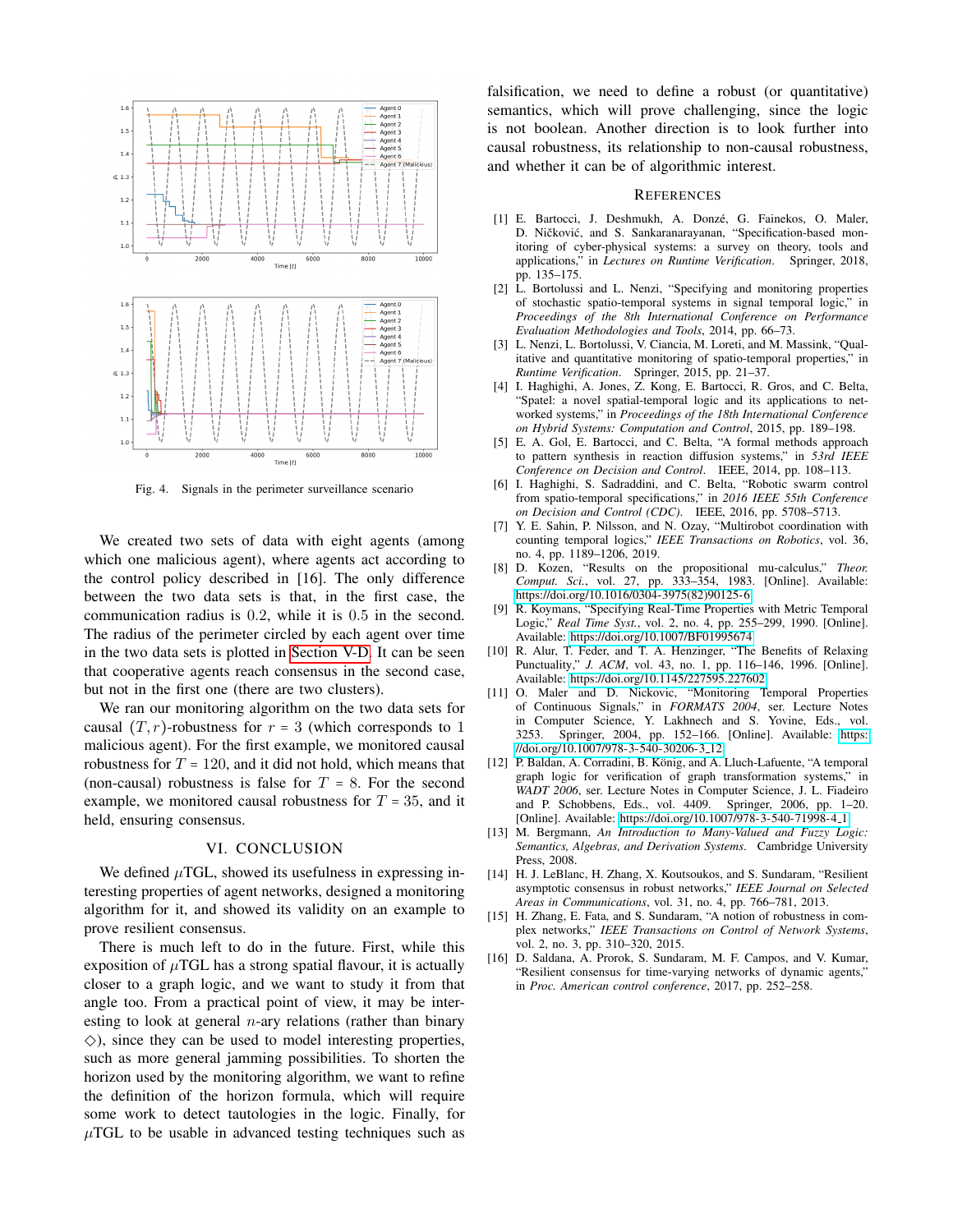0 2000 4000 6000 8000 10000
Time [t]

Agent 0
Agent 1
Agent 2
Agent 3
Agent 4
Agent 5
Agent 6
Agent 7 (Malicious)

0 2000 4000 6000 8000 10000
Time [t]

Agent 0
Agent 1
Agent 2
Agent 3
Agent 4
Agent 5
Agent 6
Agent 7 (Malicious)

Fig. 4. Signals in the perimeter surveillance scenario

We created two sets of data with eight agents (among which one malicious agent), where agents act according to the control policy described in [16]. The only difference between the two data sets is that, in the first case, the communication radius is $0.2$, while it is $0.5$ in the second. The radius of the perimeter circled by each agent over time in the two data sets is plotted in Section V-D. It can be seen that cooperative agents reach consensus in the second case, but not in the first one (there are two clusters).

We ran our monitoring algorithm on the two data sets for causal $(T, r)$-robustness for $r = 3$ (which corresponds to 1 malicious agent). For the first example, we monitored causal robustness for $T = 120$, and it did not hold, which means that (non-causal) robustness is false for $T = 8$. For the second example, we monitored causal robustness for $T = 35$, and it held, ensuring consensus.

## VI. Conclusion

We defined $\mu$TGL, showed its usefulness in expressing interesting properties of agent networks, designed a monitoring algorithm for it, and showed its validity on an example to prove resilient consensus.

There is much left to do in the future. First, while this exposition of $\mu$TGL has a strong spatial flavour, it is actually closer to a graph logic, and we want to study it from that angle too. From a practical point of view, it may be interesting to look at general $n$-ary relations (rather than binary $\diamond$), since they can be used to model interesting properties, such as more general jamming possibilities. To shorten the horizon used by the monitoring algorithm, we want to refine the definition of the horizon formula, which will require some work to detect tautologies in the logic. Finally, for $\mu$TGL to be usable in advanced testing techniques such as falsification, we need to define a robust (or quantitative) semantics, which will prove challenging, since the logic is not boolean. Another direction is to look further into causal robustness, its relationship to non-causal robustness, and whether it can be of algorithmic interest.

## References

[1] E. Bartocci, J. Deshmukh, A. Donzé, G. Fainekos, O. Maler, D. Ničković, and S. Sankaranarayanan, "Specification-based monitoring of cyber-physical systems: a survey on theory, tools and applications," in *Lectures on Runtime Verification*. Springer, 2018, pp. 135–175.

[2] L. Bortolussi and L. Nenzi, "Specifying and monitoring properties of stochastic spatio-temporal systems in signal temporal logic," in *Proceedings of the 8th International Conference on Performance Evaluation Methodologies and Tools*, 2014, pp. 66–73.

[3] L. Nenzi, L. Bortolussi, V. Ciancia, M. Loreti, and M. Massink, "Qualitative and quantitative monitoring of spatio-temporal properties," in *Runtime Verification*. Springer, 2015, pp. 21–37.

[4] I. Haghighi, A. Jones, Z. Kong, E. Bartocci, R. Gros, and C. Belta, "Spatel: a novel spatial-temporal logic and its applications to networked systems," in *Proceedings of the 18th International Conference on Hybrid Systems: Computation and Control*, 2015, pp. 189–198.

[5] E. A. Gol, E. Bartocci, and C. Belta, "A formal methods approach to pattern synthesis in reaction diffusion systems," in *53rd IEEE Conference on Decision and Control*. IEEE, 2014, pp. 108–113.

[6] I. Haghighi, S. Sadraddini, and C. Belta, "Robotic swarm control from spatio-temporal specifications," in *2016 IEEE 55th Conference on Decision and Control (CDC)*. IEEE, 2016, pp. 5708–5713.

[7] Y. E. Sahin, P. Nilsson, and N. Ozay, "Multirobot coordination with counting temporal logics," *IEEE Transactions on Robotics*, vol. 36, no. 4, pp. 1189–1206, 2019.

[8] D. Kozen, "Results on the propositional mu-calculus," *Theor. Comput. Sci.*, vol. 27, pp. 333–354, 1983. [Online]. Available: https://doi.org/10.1016/0304-3975(82)90125-6

[9] R. Koymans, "Specifying Real-Time Properties with Metric Temporal Logic," *Real Time Syst.*, vol. 2, no. 4, pp. 255–299, 1990. [Online]. Available: https://doi.org/10.1007/BF01995674

[10] R. Alur, T. Feder, and T. A. Henzinger, "The Benefits of Relaxing Punctuality," *J. ACM*, vol. 43, no. 1, pp. 116–146, 1996. [Online]. Available: https://doi.org/10.1145/227595.227602

[11] O. Maler and D. Nickovic, "Monitoring Temporal Properties of Continuous Signals," in *FORMATS 2004*, ser. Lecture Notes in Computer Science, Y. Lakhnech and S. Yovine, Eds., vol. 3253. Springer, 2004, pp. 152–166. [Online]. Available: https://doi.org/10.1007/978-3-540-30206-3_12

[12] P. Baldan, A. Corradini, B. König, and A. Lluch-Lafuente, "A temporal graph logic for verification of graph transformation systems," in *WADT 2006*, ser. Lecture Notes in Computer Science, J. L. Fiadeiro and P. Schobbens, Eds., vol. 4409. Springer, 2006, pp. 1–20. [Online]. Available: https://doi.org/10.1007/978-3-540-71998-4_1

[13] M. Bergmann, *An Introduction to Many-Valued and Fuzzy Logic: Semantics, Algebras, and Derivation Systems*. Cambridge University Press, 2008.

[14] H. J. LeBlanc, H. Zhang, X. Koutsoukos, and S. Sundaram, "Resilient asymptotic consensus in robust networks," *IEEE Journal on Selected Areas in Communications*, vol. 31, no. 4, pp. 766–781, 2013.

[15] H. Zhang, E. Fata, and S. Sundaram, "A notion of robustness in complex networks," *IEEE Transactions on Control of Network Systems*, vol. 2, no. 3, pp. 310–320, 2015.

[16] D. Saldana, A. Prorok, S. Sundaram, M. F. Campos, and V. Kumar, "Resilient consensus for time-varying networks of dynamic agents," in *Proc. American control conference*, 2017, pp. 252–258.